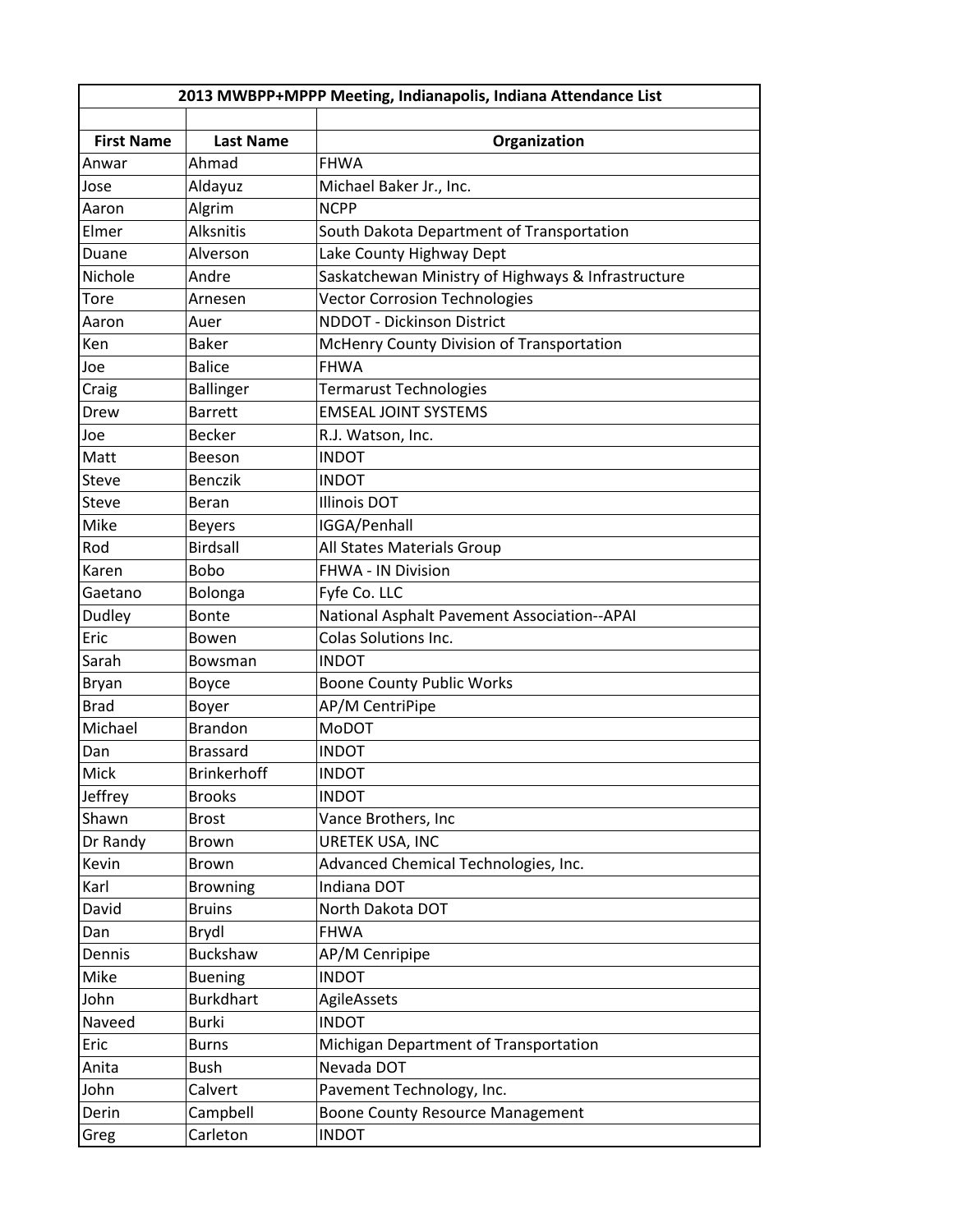| 2013 MWBPP+MPPP Meeting, Indianapolis, Indiana Attendance List | | |
|---|---|---|
| | | |
| **First Name** | **Last Name** | **Organization** |
| Anwar | Ahmad | FHWA |
| Jose | Aldayuz | Michael Baker Jr., Inc. |
| Aaron | Algrim | NCPP |
| Elmer | Alksnitis | South Dakota Department of Transportation |
| Duane | Alverson | Lake County Highway Dept |
| Nichole | Andre | Saskatchewan Ministry of Highways & Infrastructure |
| Tore | Arnesen | Vector Corrosion Technologies |
| Aaron | Auer | NDDOT - Dickinson District |
| Ken | Baker | McHenry County Division of Transportation |
| Joe | Balice | FHWA |
| Craig | Ballinger | Termarust Technologies |
| Drew | Barrett | EMSEAL JOINT SYSTEMS |
| Joe | Becker | R.J. Watson, Inc. |
| Matt | Beeson | INDOT |
| Steve | Benczik | INDOT |
| Steve | Beran | Illinois DOT |
| Mike | Beyers | IGGA/Penhall |
| Rod | Birdsall | All States Materials Group |
| Karen | Bobo | FHWA - IN Division |
| Gaetano | Bolonga | Fyfe Co. LLC |
| Dudley | Bonte | National Asphalt Pavement Association--APAI |
| Eric | Bowen | Colas Solutions Inc. |
| Sarah | Bowsman | INDOT |
| Bryan | Boyce | Boone County Public Works |
| Brad | Boyer | AP/M CentriPipe |
| Michael | Brandon | MoDOT |
| Dan | Brassard | INDOT |
| Mick | Brinkerhoff | INDOT |
| Jeffrey | Brooks | INDOT |
| Shawn | Brost | Vance Brothers, Inc |
| Dr Randy | Brown | URETEK USA, INC |
| Kevin | Brown | Advanced Chemical Technologies, Inc. |
| Karl | Browning | Indiana DOT |
| David | Bruins | North Dakota DOT |
| Dan | Brydl | FHWA |
| Dennis | Buckshaw | AP/M Cenripipe |
| Mike | Buening | INDOT |
| John | Burkdhart | AgileAssets |
| Naveed | Burki | INDOT |
| Eric | Burns | Michigan Department of Transportation |
| Anita | Bush | Nevada DOT |
| John | Calvert | Pavement Technology, Inc. |
| Derin | Campbell | Boone County Resource Management |
| Greg | Carleton | INDOT |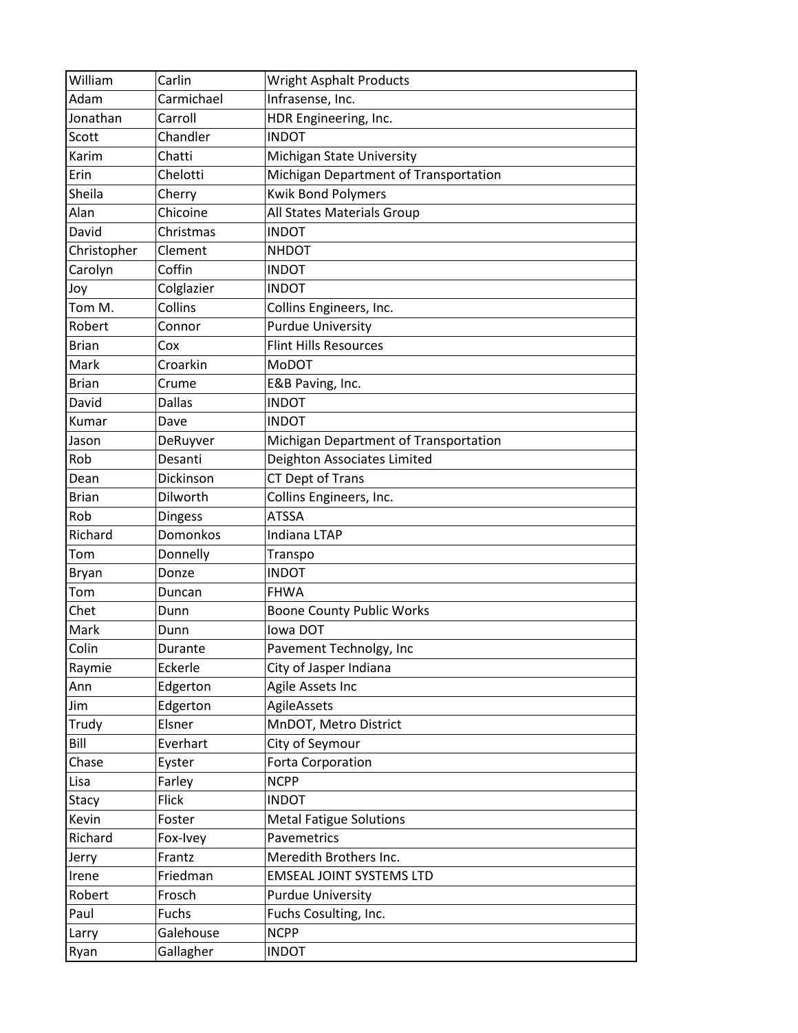| William | Carlin | Wright Asphalt Products |
|---|---|---|
| Adam | Carmichael | Infrasense, Inc. |
| Jonathan | Carroll | HDR Engineering, Inc. |
| Scott | Chandler | INDOT |
| Karim | Chatti | Michigan State University |
| Erin | Chelotti | Michigan Department of Transportation |
| Sheila | Cherry | Kwik Bond Polymers |
| Alan | Chicoine | All States Materials Group |
| David | Christmas | INDOT |
| Christopher | Clement | NHDOT |
| Carolyn | Coffin | INDOT |
| Joy | Colglazier | INDOT |
| Tom M. | Collins | Collins Engineers, Inc. |
| Robert | Connor | Purdue University |
| Brian | Cox | Flint Hills Resources |
| Mark | Croarkin | MoDOT |
| Brian | Crume | E&B Paving, Inc. |
| David | Dallas | INDOT |
| Kumar | Dave | INDOT |
| Jason | DeRuyver | Michigan Department of Transportation |
| Rob | Desanti | Deighton Associates Limited |
| Dean | Dickinson | CT Dept of Trans |
| Brian | Dilworth | Collins Engineers, Inc. |
| Rob | Dingess | ATSSA |
| Richard | Domonkos | Indiana LTAP |
| Tom | Donnelly | Transpo |
| Bryan | Donze | INDOT |
| Tom | Duncan | FHWA |
| Chet | Dunn | Boone County Public Works |
| Mark | Dunn | Iowa DOT |
| Colin | Durante | Pavement Technolgy, Inc |
| Raymie | Eckerle | City of Jasper Indiana |
| Ann | Edgerton | Agile Assets Inc |
| Jim | Edgerton | AgileAssets |
| Trudy | Elsner | MnDOT, Metro District |
| Bill | Everhart | City of Seymour |
| Chase | Eyster | Forta Corporation |
| Lisa | Farley | NCPP |
| Stacy | Flick | INDOT |
| Kevin | Foster | Metal Fatigue Solutions |
| Richard | Fox-Ivey | Pavemetrics |
| Jerry | Frantz | Meredith Brothers Inc. |
| Irene | Friedman | EMSEAL JOINT SYSTEMS LTD |
| Robert | Frosch | Purdue University |
| Paul | Fuchs | Fuchs Cosulting, Inc. |
| Larry | Galehouse | NCPP |
| Ryan | Gallagher | INDOT |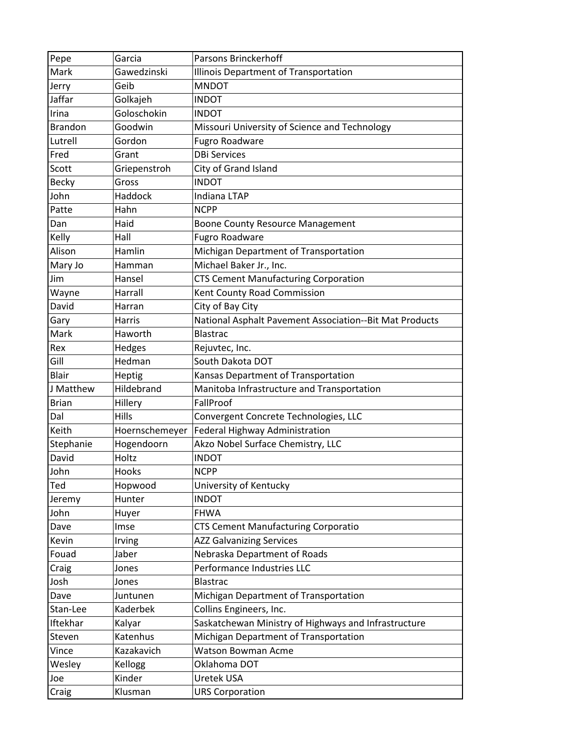| Pepe | Garcia | Parsons Brinckerhoff |
|---|---|---|
| Mark | Gawedzinski | Illinois Department of Transportation |
| Jerry | Geib | MNDOT |
| Jaffar | Golkajeh | INDOT |
| Irina | Goloschokin | INDOT |
| Brandon | Goodwin | Missouri University of Science and Technology |
| Lutrell | Gordon | Fugro Roadware |
| Fred | Grant | DBi Services |
| Scott | Griepenstroh | City of Grand Island |
| Becky | Gross | INDOT |
| John | Haddock | Indiana LTAP |
| Patte | Hahn | NCPP |
| Dan | Haid | Boone County Resource Management |
| Kelly | Hall | Fugro Roadware |
| Alison | Hamlin | Michigan Department of Transportation |
| Mary Jo | Hamman | Michael Baker Jr., Inc. |
| Jim | Hansel | CTS Cement Manufacturing Corporation |
| Wayne | Harrall | Kent County Road Commission |
| David | Harran | City of Bay City |
| Gary | Harris | National Asphalt Pavement Association--Bit Mat Products |
| Mark | Haworth | Blastrac |
| Rex | Hedges | Rejuvtec, Inc. |
| Gill | Hedman | South Dakota DOT |
| Blair | Heptig | Kansas Department of Transportation |
| J Matthew | Hildebrand | Manitoba Infrastructure and Transportation |
| Brian | Hillery | FallProof |
| Dal | Hills | Convergent Concrete Technologies, LLC |
| Keith | Hoernschemeyer | Federal Highway Administration |
| Stephanie | Hogendoorn | Akzo Nobel Surface Chemistry, LLC |
| David | Holtz | INDOT |
| John | Hooks | NCPP |
| Ted | Hopwood | University of Kentucky |
| Jeremy | Hunter | INDOT |
| John | Huyer | FHWA |
| Dave | Imse | CTS Cement Manufacturing Corporatio |
| Kevin | Irving | AZZ Galvanizing Services |
| Fouad | Jaber | Nebraska Department of Roads |
| Craig | Jones | Performance Industries LLC |
| Josh | Jones | Blastrac |
| Dave | Juntunen | Michigan Department of Transportation |
| Stan-Lee | Kaderbek | Collins Engineers, Inc. |
| Iftekhar | Kalyar | Saskatchewan Ministry of Highways and Infrastructure |
| Steven | Katenhus | Michigan Department of Transportation |
| Vince | Kazakavich | Watson Bowman Acme |
| Wesley | Kellogg | Oklahoma DOT |
| Joe | Kinder | Uretek USA |
| Craig | Klusman | URS Corporation |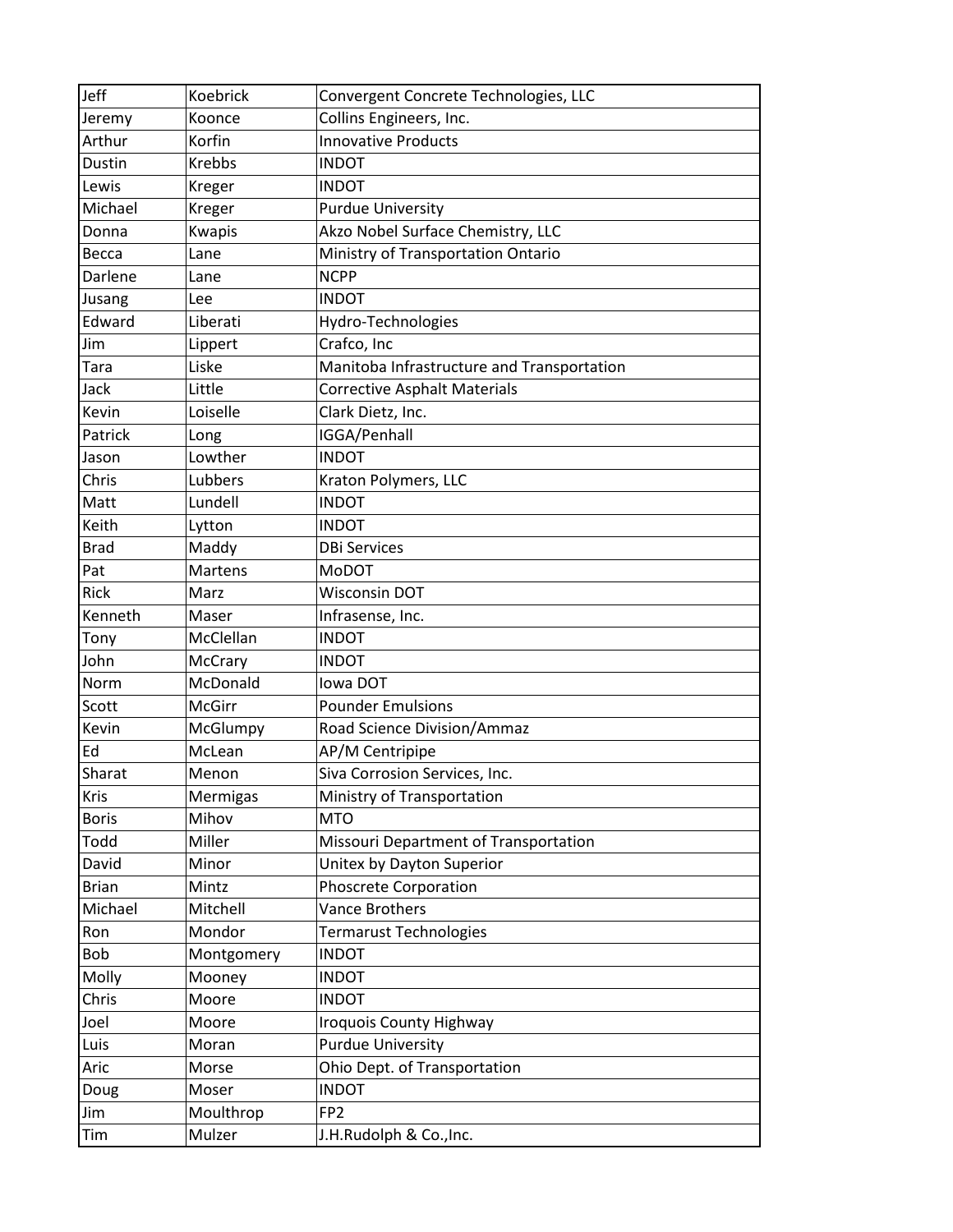| | | |
|---|---|---|
| Jeff | Koebrick | Convergent Concrete Technologies, LLC |
| Jeremy | Koonce | Collins Engineers, Inc. |
| Arthur | Korfin | Innovative Products |
| Dustin | Krebbs | INDOT |
| Lewis | Kreger | INDOT |
| Michael | Kreger | Purdue University |
| Donna | Kwapis | Akzo Nobel Surface Chemistry, LLC |
| Becca | Lane | Ministry of Transportation Ontario |
| Darlene | Lane | NCPP |
| Jusang | Lee | INDOT |
| Edward | Liberati | Hydro-Technologies |
| Jim | Lippert | Crafco, Inc |
| Tara | Liske | Manitoba Infrastructure and Transportation |
| Jack | Little | Corrective Asphalt Materials |
| Kevin | Loiselle | Clark Dietz, Inc. |
| Patrick | Long | IGGA/Penhall |
| Jason | Lowther | INDOT |
| Chris | Lubbers | Kraton Polymers, LLC |
| Matt | Lundell | INDOT |
| Keith | Lytton | INDOT |
| Brad | Maddy | DBi Services |
| Pat | Martens | MoDOT |
| Rick | Marz | Wisconsin DOT |
| Kenneth | Maser | Infrasense, Inc. |
| Tony | McClellan | INDOT |
| John | McCrary | INDOT |
| Norm | McDonald | Iowa DOT |
| Scott | McGirr | Pounder Emulsions |
| Kevin | McGlumpy | Road Science Division/Ammaz |
| Ed | McLean | AP/M Centripipe |
| Sharat | Menon | Siva Corrosion Services, Inc. |
| Kris | Mermigas | Ministry of Transportation |
| Boris | Mihov | MTO |
| Todd | Miller | Missouri Department of Transportation |
| David | Minor | Unitex by Dayton Superior |
| Brian | Mintz | Phoscrete Corporation |
| Michael | Mitchell | Vance Brothers |
| Ron | Mondor | Termarust Technologies |
| Bob | Montgomery | INDOT |
| Molly | Mooney | INDOT |
| Chris | Moore | INDOT |
| Joel | Moore | Iroquois County Highway |
| Luis | Moran | Purdue University |
| Aric | Morse | Ohio Dept. of Transportation |
| Doug | Moser | INDOT |
| Jim | Moulthrop | FP2 |
| Tim | Mulzer | J.H.Rudolph & Co.,Inc. |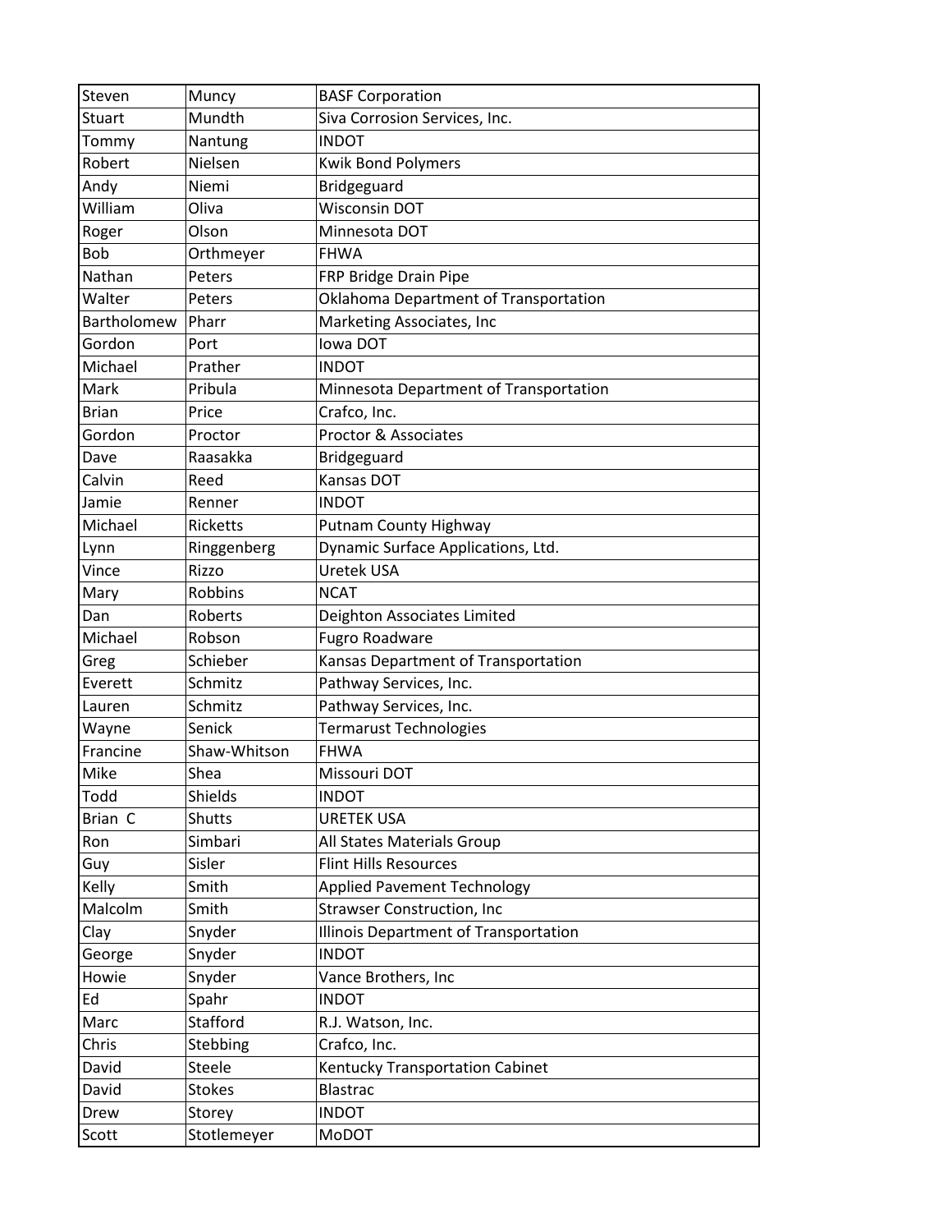| | | |
|---|---|---|
| Steven | Muncy | BASF Corporation |
| Stuart | Mundth | Siva Corrosion Services, Inc. |
| Tommy | Nantung | INDOT |
| Robert | Nielsen | Kwik Bond Polymers |
| Andy | Niemi | Bridgeguard |
| William | Oliva | Wisconsin DOT |
| Roger | Olson | Minnesota DOT |
| Bob | Orthmeyer | FHWA |
| Nathan | Peters | FRP Bridge Drain Pipe |
| Walter | Peters | Oklahoma Department of Transportation |
| Bartholomew | Pharr | Marketing Associates, Inc |
| Gordon | Port | Iowa DOT |
| Michael | Prather | INDOT |
| Mark | Pribula | Minnesota Department of Transportation |
| Brian | Price | Crafco, Inc. |
| Gordon | Proctor | Proctor & Associates |
| Dave | Raasakka | Bridgeguard |
| Calvin | Reed | Kansas DOT |
| Jamie | Renner | INDOT |
| Michael | Ricketts | Putnam County Highway |
| Lynn | Ringgenberg | Dynamic Surface Applications, Ltd. |
| Vince | Rizzo | Uretek USA |
| Mary | Robbins | NCAT |
| Dan | Roberts | Deighton Associates Limited |
| Michael | Robson | Fugro Roadware |
| Greg | Schieber | Kansas Department of Transportation |
| Everett | Schmitz | Pathway Services, Inc. |
| Lauren | Schmitz | Pathway Services, Inc. |
| Wayne | Senick | Termarust Technologies |
| Francine | Shaw-Whitson | FHWA |
| Mike | Shea | Missouri DOT |
| Todd | Shields | INDOT |
| Brian C | Shutts | URETEK USA |
| Ron | Simbari | All States Materials Group |
| Guy | Sisler | Flint Hills Resources |
| Kelly | Smith | Applied Pavement Technology |
| Malcolm | Smith | Strawser Construction, Inc |
| Clay | Snyder | Illinois Department of Transportation |
| George | Snyder | INDOT |
| Howie | Snyder | Vance Brothers, Inc |
| Ed | Spahr | INDOT |
| Marc | Stafford | R.J. Watson, Inc. |
| Chris | Stebbing | Crafco, Inc. |
| David | Steele | Kentucky Transportation Cabinet |
| David | Stokes | Blastrac |
| Drew | Storey | INDOT |
| Scott | Stotlemeyer | MoDOT |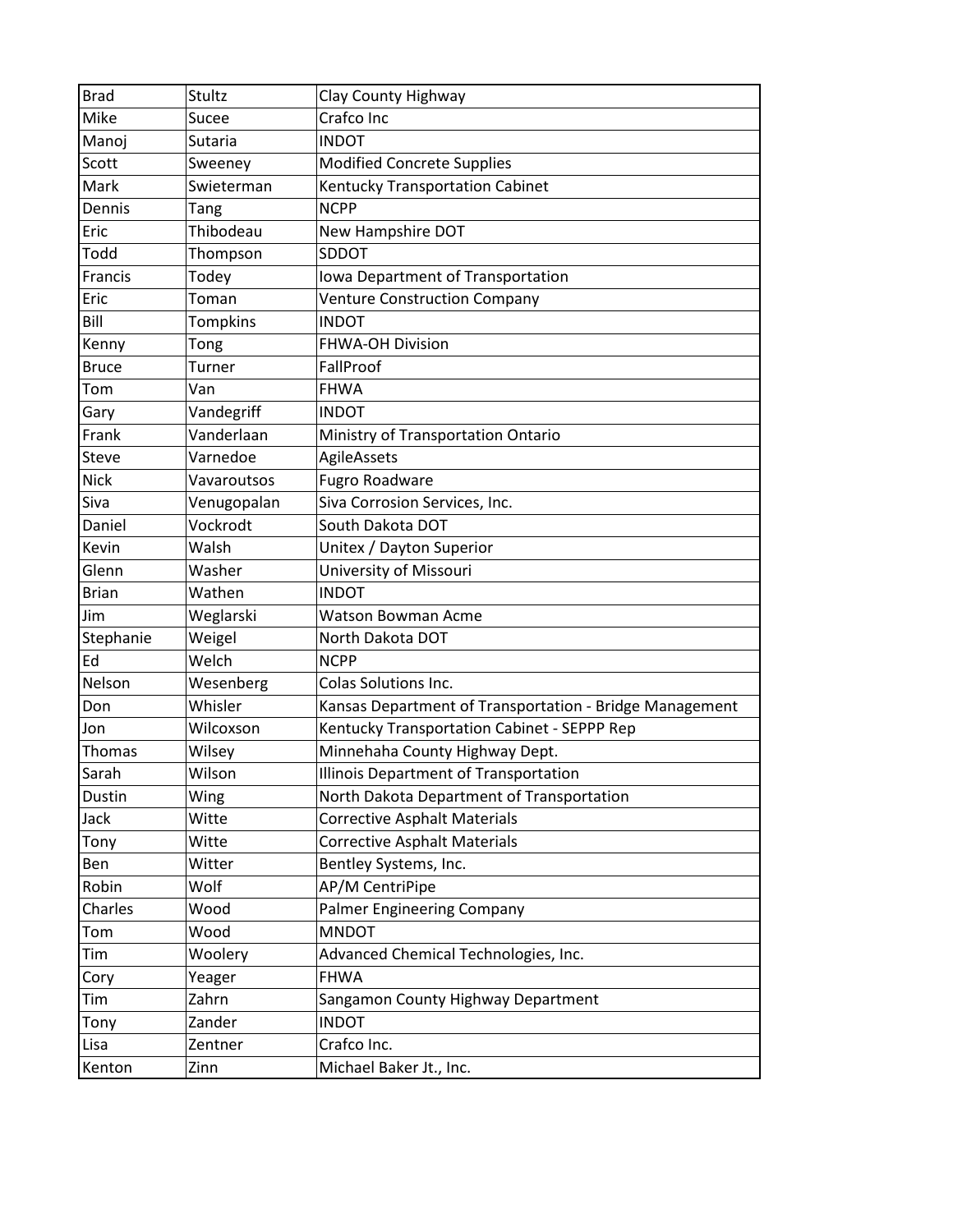| | | |
|---|---|---|
| Brad | Stultz | Clay County Highway |
| Mike | Sucee | Crafco Inc |
| Manoj | Sutaria | INDOT |
| Scott | Sweeney | Modified Concrete Supplies |
| Mark | Swieterman | Kentucky Transportation Cabinet |
| Dennis | Tang | NCPP |
| Eric | Thibodeau | New Hampshire DOT |
| Todd | Thompson | SDDOT |
| Francis | Todey | Iowa Department of Transportation |
| Eric | Toman | Venture Construction Company |
| Bill | Tompkins | INDOT |
| Kenny | Tong | FHWA-OH Division |
| Bruce | Turner | FallProof |
| Tom | Van | FHWA |
| Gary | Vandegriff | INDOT |
| Frank | Vanderlaan | Ministry of Transportation Ontario |
| Steve | Varnedoe | AgileAssets |
| Nick | Vavaroutsos | Fugro Roadware |
| Siva | Venugopalan | Siva Corrosion Services, Inc. |
| Daniel | Vockrodt | South Dakota DOT |
| Kevin | Walsh | Unitex / Dayton Superior |
| Glenn | Washer | University of Missouri |
| Brian | Wathen | INDOT |
| Jim | Weglarski | Watson Bowman Acme |
| Stephanie | Weigel | North Dakota DOT |
| Ed | Welch | NCPP |
| Nelson | Wesenberg | Colas Solutions Inc. |
| Don | Whisler | Kansas Department of Transportation - Bridge Management |
| Jon | Wilcoxson | Kentucky Transportation Cabinet - SEPPP Rep |
| Thomas | Wilsey | Minnehaha County Highway Dept. |
| Sarah | Wilson | Illinois Department of Transportation |
| Dustin | Wing | North Dakota Department of Transportation |
| Jack | Witte | Corrective Asphalt Materials |
| Tony | Witte | Corrective Asphalt Materials |
| Ben | Witter | Bentley Systems, Inc. |
| Robin | Wolf | AP/M CentriPipe |
| Charles | Wood | Palmer Engineering Company |
| Tom | Wood | MNDOT |
| Tim | Woolery | Advanced Chemical Technologies, Inc. |
| Cory | Yeager | FHWA |
| Tim | Zahrn | Sangamon County Highway Department |
| Tony | Zander | INDOT |
| Lisa | Zentner | Crafco Inc. |
| Kenton | Zinn | Michael Baker Jt., Inc. |